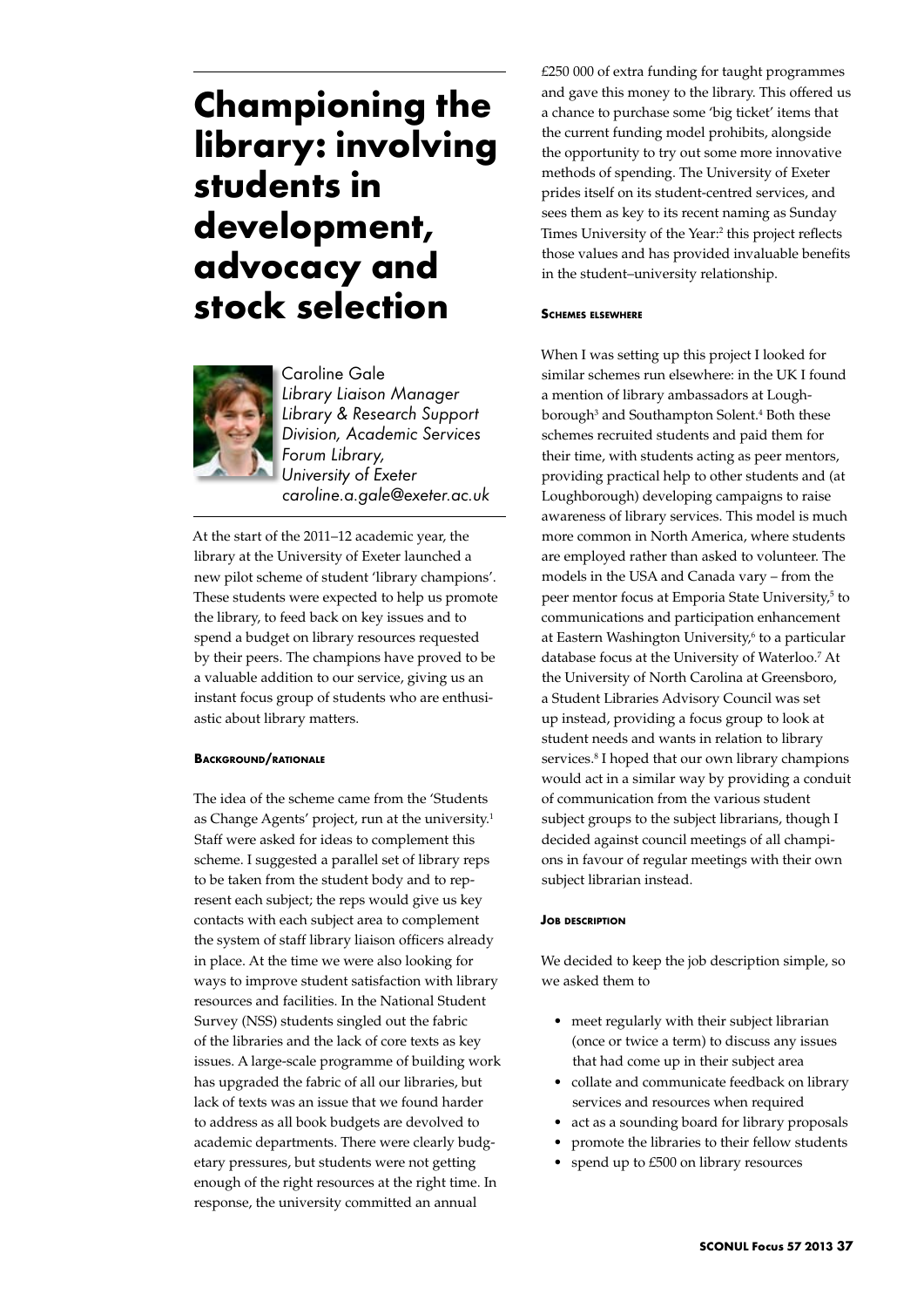# Championing the library: involving students in development, advocacy and stock selection

Caroline Gale
*Library Liaison Manager*
*Library & Research Support Division, Academic Services*
*Forum Library,*
*University of Exeter*
*caroline.a.gale@exeter.ac.uk*

At the start of the 2011–12 academic year, the library at the University of Exeter launched a new pilot scheme of student 'library champions'. These students were expected to help us promote the library, to feed back on key issues and to spend a budget on library resources requested by their peers. The champions have proved to be a valuable addition to our service, giving us an instant focus group of students who are enthusiastic about library matters.

#### Background/rationale

The idea of the scheme came from the 'Students as Change Agents' project, run at the university.[1] Staff were asked for ideas to complement this scheme. I suggested a parallel set of library reps to be taken from the student body and to represent each subject; the reps would give us key contacts with each subject area to complement the system of staff library liaison officers already in place. At the time we were also looking for ways to improve student satisfaction with library resources and facilities. In the National Student Survey (NSS) students singled out the fabric of the libraries and the lack of core texts as key issues. A large-scale programme of building work has upgraded the fabric of all our libraries, but lack of texts was an issue that we found harder to address as all book budgets are devolved to academic departments. There were clearly budgetary pressures, but students were not getting enough of the right resources at the right time. In response, the university committed an annual £250 000 of extra funding for taught programmes and gave this money to the library. This offered us a chance to purchase some 'big ticket' items that the current funding model prohibits, alongside the opportunity to try out some more innovative methods of spending. The University of Exeter prides itself on its student-centred services, and sees them as key to its recent naming as Sunday Times University of the Year:[2] this project reflects those values and has provided invaluable benefits in the student–university relationship.

#### Schemes elsewhere

When I was setting up this project I looked for similar schemes run elsewhere: in the UK I found a mention of library ambassadors at Loughborough[3] and Southampton Solent.[4] Both these schemes recruited students and paid them for their time, with students acting as peer mentors, providing practical help to other students and (at Loughborough) developing campaigns to raise awareness of library services. This model is much more common in North America, where students are employed rather than asked to volunteer. The models in the USA and Canada vary – from the peer mentor focus at Emporia State University,[5] to communications and participation enhancement at Eastern Washington University,[6] to a particular database focus at the University of Waterloo.[7] At the University of North Carolina at Greensboro, a Student Libraries Advisory Council was set up instead, providing a focus group to look at student needs and wants in relation to library services.[8] I hoped that our own library champions would act in a similar way by providing a conduit of communication from the various student subject groups to the subject librarians, though I decided against council meetings of all champions in favour of regular meetings with their own subject librarian instead.

#### Job description

We decided to keep the job description simple, so we asked them to

- meet regularly with their subject librarian (once or twice a term) to discuss any issues that had come up in their subject area
- collate and communicate feedback on library services and resources when required
- act as a sounding board for library proposals
- promote the libraries to their fellow students
- spend up to £500 on library resources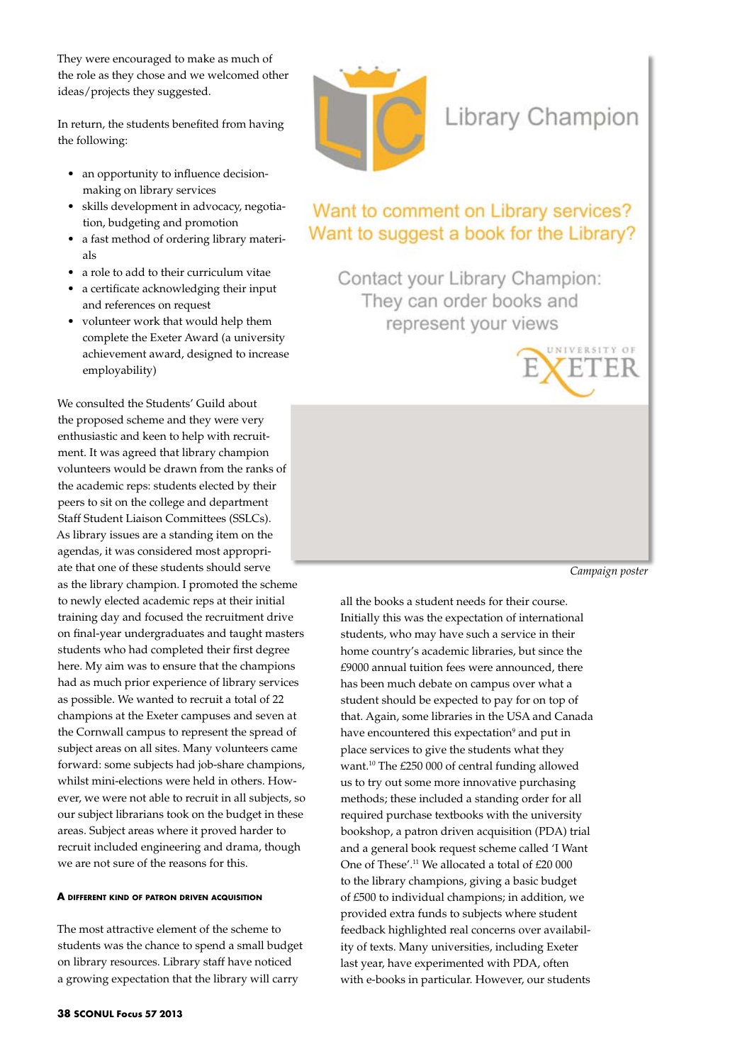They were encouraged to make as much of the role as they chose and we welcomed other ideas/projects they suggested.

In return, the students benefited from having the following:

- an opportunity to influence decision-making on library services
- skills development in advocacy, negotiation, budgeting and promotion
- a fast method of ordering library materials
- a role to add to their curriculum vitae
- a certificate acknowledging their input and references on request
- volunteer work that would help them complete the Exeter Award (a university achievement award, designed to increase employability)

Library Champion

Want to comment on Library services?
Want to suggest a book for the Library?

Contact your Library Champion:
They can order books and
represent your views

UNIVERSITY OF EXETER

*Campaign poster*

We consulted the Students' Guild about the proposed scheme and they were very enthusiastic and keen to help with recruitment. It was agreed that library champion volunteers would be drawn from the ranks of the academic reps: students elected by their peers to sit on the college and department Staff Student Liaison Committees (SSLCs). As library issues are a standing item on the agendas, it was considered most appropriate that one of these students should serve as the library champion. I promoted the scheme to newly elected academic reps at their initial training day and focused the recruitment drive on final-year undergraduates and taught masters students who had completed their first degree here. My aim was to ensure that the champions had as much prior experience of library services as possible. We wanted to recruit a total of 22 champions at the Exeter campuses and seven at the Cornwall campus to represent the spread of subject areas on all sites. Many volunteers came forward: some subjects had job-share champions, whilst mini-elections were held in others. However, we were not able to recruit in all subjects, so our subject librarians took on the budget in these areas. Subject areas where it proved harder to recruit included engineering and drama, though we are not sure of the reasons for this.

### A different kind of patron driven acquisition

The most attractive element of the scheme to students was the chance to spend a small budget on library resources. Library staff have noticed a growing expectation that the library will carry all the books a student needs for their course. Initially this was the expectation of international students, who may have such a service in their home country's academic libraries, but since the £9000 annual tuition fees were announced, there has been much debate on campus over what a student should be expected to pay for on top of that. Again, some libraries in the USA and Canada have encountered this expectation[9] and put in place services to give the students what they want.[10] The £250 000 of central funding allowed us to try out some more innovative purchasing methods; these included a standing order for all required purchase textbooks with the university bookshop, a patron driven acquisition (PDA) trial and a general book request scheme called 'I Want One of These'.[11] We allocated a total of £20 000 to the library champions, giving a basic budget of £500 to individual champions; in addition, we provided extra funds to subjects where student feedback highlighted real concerns over availability of texts. Many universities, including Exeter last year, have experimented with PDA, often with e-books in particular. However, our students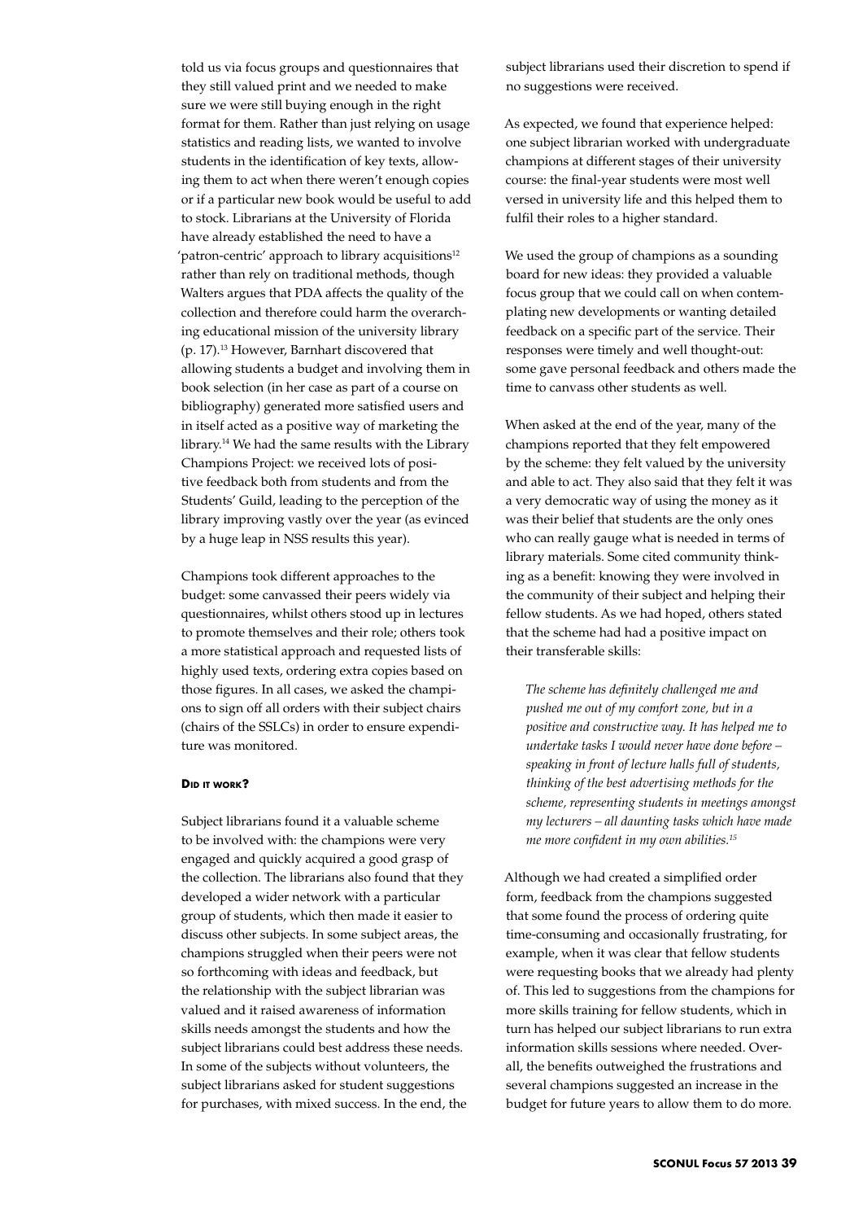told us via focus groups and questionnaires that they still valued print and we needed to make sure we were still buying enough in the right format for them. Rather than just relying on usage statistics and reading lists, we wanted to involve students in the identification of key texts, allowing them to act when there weren't enough copies or if a particular new book would be useful to add to stock. Librarians at the University of Florida have already established the need to have a 'patron-centric' approach to library acquisitions[12] rather than rely on traditional methods, though Walters argues that PDA affects the quality of the collection and therefore could harm the overarching educational mission of the university library (p. 17).[13] However, Barnhart discovered that allowing students a budget and involving them in book selection (in her case as part of a course on bibliography) generated more satisfied users and in itself acted as a positive way of marketing the library.[14] We had the same results with the Library Champions Project: we received lots of positive feedback both from students and from the Students' Guild, leading to the perception of the library improving vastly over the year (as evinced by a huge leap in NSS results this year).

Champions took different approaches to the budget: some canvassed their peers widely via questionnaires, whilst others stood up in lectures to promote themselves and their role; others took a more statistical approach and requested lists of highly used texts, ordering extra copies based on those figures. In all cases, we asked the champions to sign off all orders with their subject chairs (chairs of the SSLCs) in order to ensure expenditure was monitored.

#### Did it work?

Subject librarians found it a valuable scheme to be involved with: the champions were very engaged and quickly acquired a good grasp of the collection. The librarians also found that they developed a wider network with a particular group of students, which then made it easier to discuss other subjects. In some subject areas, the champions struggled when their peers were not so forthcoming with ideas and feedback, but the relationship with the subject librarian was valued and it raised awareness of information skills needs amongst the students and how the subject librarians could best address these needs. In some of the subjects without volunteers, the subject librarians asked for student suggestions for purchases, with mixed success. In the end, the subject librarians used their discretion to spend if no suggestions were received.

As expected, we found that experience helped: one subject librarian worked with undergraduate champions at different stages of their university course: the final-year students were most well versed in university life and this helped them to fulfil their roles to a higher standard.

We used the group of champions as a sounding board for new ideas: they provided a valuable focus group that we could call on when contemplating new developments or wanting detailed feedback on a specific part of the service. Their responses were timely and well thought-out: some gave personal feedback and others made the time to canvass other students as well.

When asked at the end of the year, many of the champions reported that they felt empowered by the scheme: they felt valued by the university and able to act. They also said that they felt it was a very democratic way of using the money as it was their belief that students are the only ones who can really gauge what is needed in terms of library materials. Some cited community thinking as a benefit: knowing they were involved in the community of their subject and helping their fellow students. As we had hoped, others stated that the scheme had had a positive impact on their transferable skills:

> *The scheme has definitely challenged me and pushed me out of my comfort zone, but in a positive and constructive way. It has helped me to undertake tasks I would never have done before – speaking in front of lecture halls full of students, thinking of the best advertising methods for the scheme, representing students in meetings amongst my lecturers – all daunting tasks which have made me more confident in my own abilities.*[15]

Although we had created a simplified order form, feedback from the champions suggested that some found the process of ordering quite time-consuming and occasionally frustrating, for example, when it was clear that fellow students were requesting books that we already had plenty of. This led to suggestions from the champions for more skills training for fellow students, which in turn has helped our subject librarians to run extra information skills sessions where needed. Overall, the benefits outweighed the frustrations and several champions suggested an increase in the budget for future years to allow them to do more.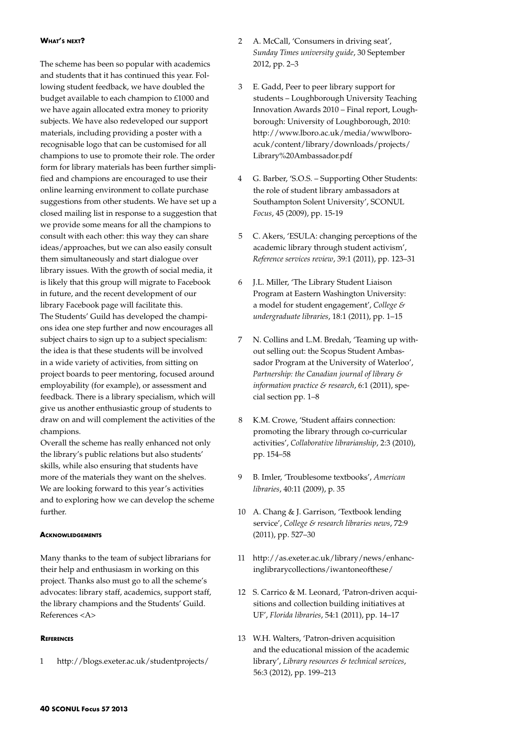### What's next?

The scheme has been so popular with academics and students that it has continued this year. Following student feedback, we have doubled the budget available to each champion to £1000 and we have again allocated extra money to priority subjects. We have also redeveloped our support materials, including providing a poster with a recognisable logo that can be customised for all champions to use to promote their role. The order form for library materials has been further simplified and champions are encouraged to use their online learning environment to collate purchase suggestions from other students. We have set up a closed mailing list in response to a suggestion that we provide some means for all the champions to consult with each other: this way they can share ideas/approaches, but we can also easily consult them simultaneously and start dialogue over library issues. With the growth of social media, it is likely that this group will migrate to Facebook in future, and the recent development of our library Facebook page will facilitate this.

The Students' Guild has developed the champions idea one step further and now encourages all subject chairs to sign up to a subject specialism: the idea is that these students will be involved in a wide variety of activities, from sitting on project boards to peer mentoring, focused around employability (for example), or assessment and feedback. There is a library specialism, which will give us another enthusiastic group of students to draw on and will complement the activities of the champions.

Overall the scheme has really enhanced not only the library's public relations but also students' skills, while also ensuring that students have more of the materials they want on the shelves. We are looking forward to this year's activities and to exploring how we can develop the scheme further.

### Acknowledgements

Many thanks to the team of subject librarians for their help and enthusiasm in working on this project. Thanks also must go to all the scheme's advocates: library staff, academics, support staff, the library champions and the Students' Guild. References <A>

### References

1. http://blogs.exeter.ac.uk/studentprojects/
2. A. McCall, 'Consumers in driving seat', *Sunday Times university guide*, 30 September 2012, pp. 2–3
3. E. Gadd, Peer to peer library support for students – Loughborough University Teaching Innovation Awards 2010 – Final report, Loughborough: University of Loughborough, 2010: http://www.lboro.ac.uk/media/wwwlboroacuk/content/library/downloads/projects/Library%20Ambassador.pdf
4. G. Barber, 'S.O.S. – Supporting Other Students: the role of student library ambassadors at Southampton Solent University', SCONUL *Focus*, 45 (2009), pp. 15-19
5. C. Akers, 'ESULA: changing perceptions of the academic library through student activism', *Reference services review*, 39:1 (2011), pp. 123–31
6. J.L. Miller, 'The Library Student Liaison Program at Eastern Washington University: a model for student engagement', *College & undergraduate libraries*, 18:1 (2011), pp. 1–15
7. N. Collins and L.M. Bredah, 'Teaming up without selling out: the Scopus Student Ambassador Program at the University of Waterloo', *Partnership: the Canadian journal of library & information practice & research*, 6:1 (2011), special section pp. 1–8
8. K.M. Crowe, 'Student affairs connection: promoting the library through co-curricular activities', *Collaborative librarianship*, 2:3 (2010), pp. 154–58
9. B. Imler, 'Troublesome textbooks', *American libraries*, 40:11 (2009), p. 35
10. A. Chang & J. Garrison, 'Textbook lending service', *College & research libraries news*, 72:9 (2011), pp. 527–30
11. http://as.exeter.ac.uk/library/news/enhancinglibrarycollections/iwantoneofthese/
12. S. Carrico & M. Leonard, 'Patron-driven acquisitions and collection building initiatives at UF', *Florida libraries*, 54:1 (2011), pp. 14–17
13. W.H. Walters, 'Patron-driven acquisition and the educational mission of the academic library', *Library resources & technical services*, 56:3 (2012), pp. 199–213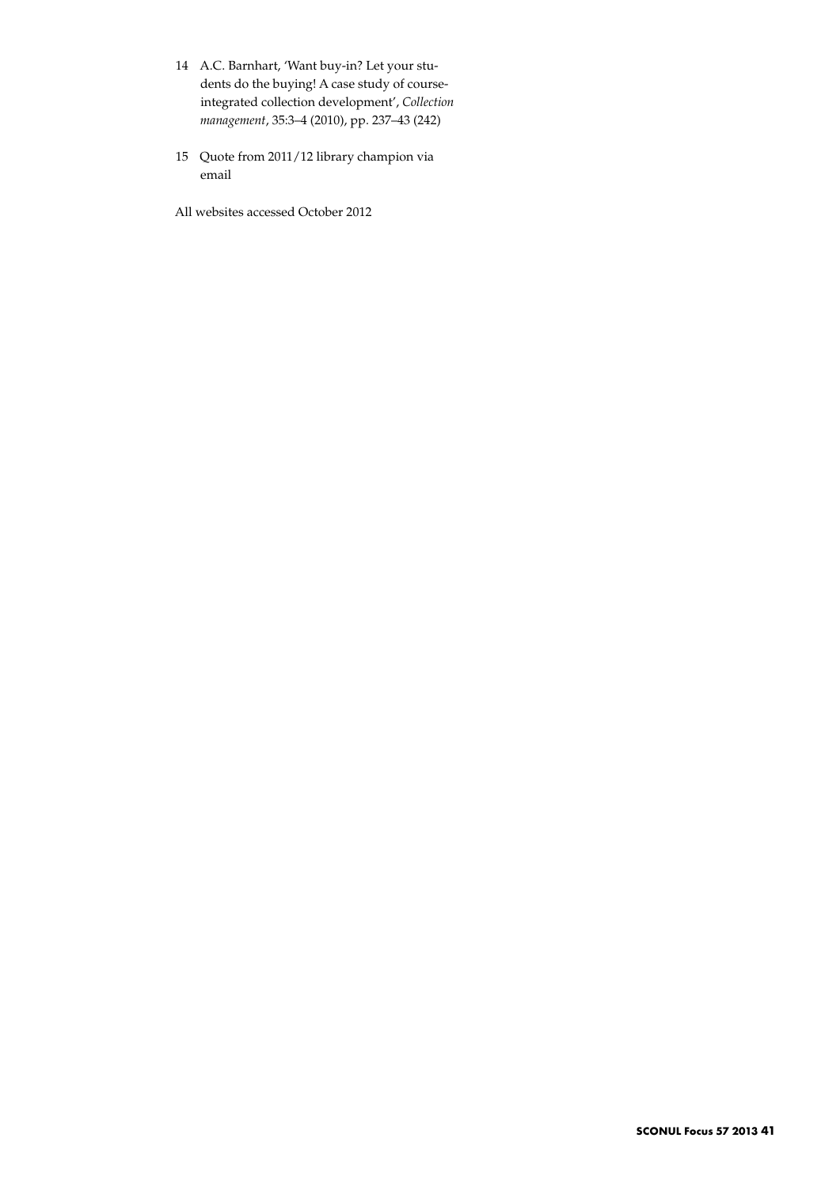14 A.C. Barnhart, 'Want buy-in? Let your students do the buying! A case study of course-integrated collection development', *Collection management*, 35:3–4 (2010), pp. 237–43 (242)

15 Quote from 2011/12 library champion via email

All websites accessed October 2012